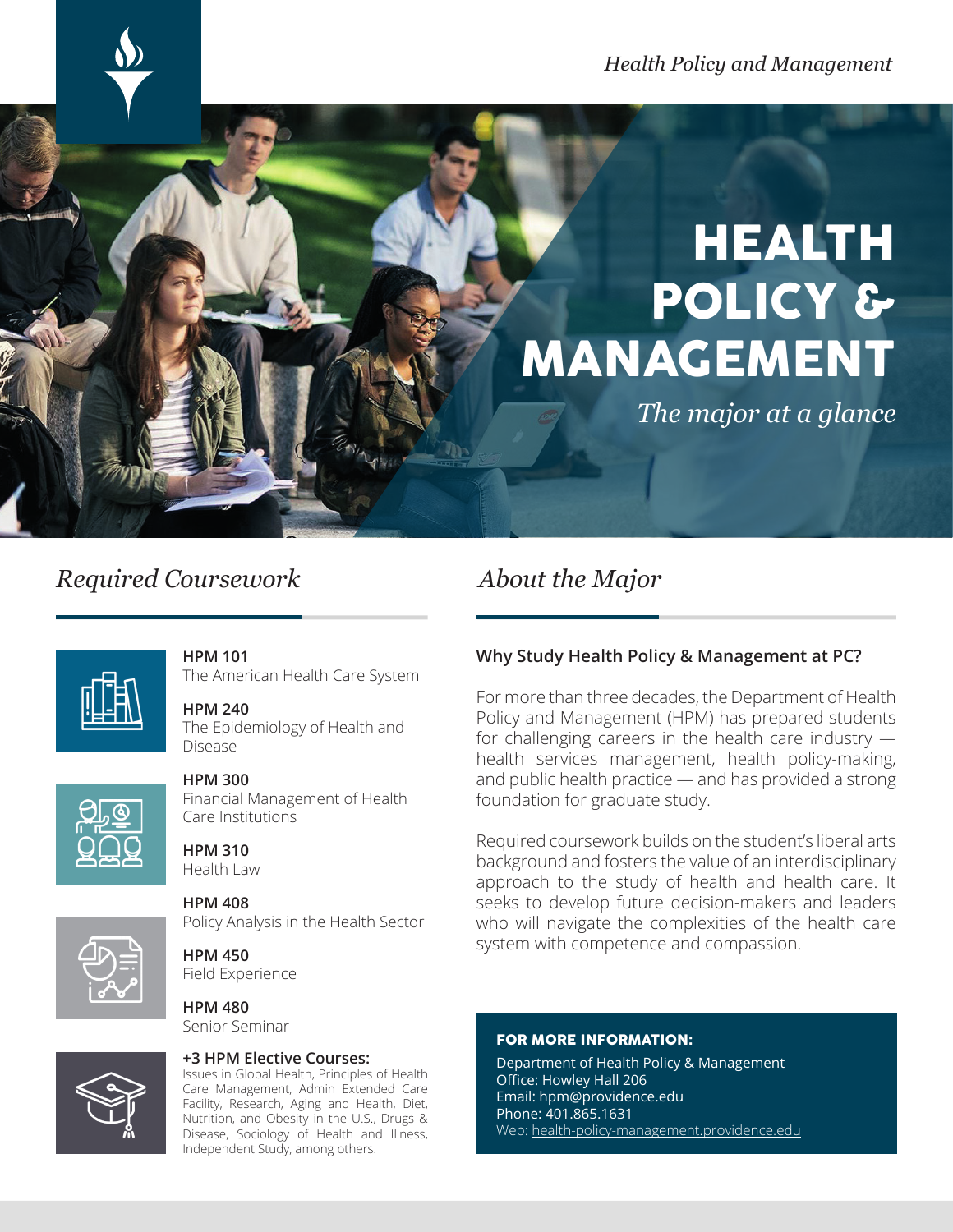*Health Policy and Management*

# HEALTH POLICY & MANAGEMENT

*The major at a glance*

## Required Coursework

**HPM 101**
The American Health Care System

**HPM 240**
The Epidemiology of Health and Disease

**HPM 300**
Financial Management of Health Care Institutions

**HPM 310**
Health Law

**HPM 408**
Policy Analysis in the Health Sector

**HPM 450**
Field Experience

**HPM 480**
Senior Seminar

**+3 HPM Elective Courses:**
Issues in Global Health, Principles of Health Care Management, Admin Extended Care Facility, Research, Aging and Health, Diet, Nutrition, and Obesity in the U.S., Drugs & Disease, Sociology of Health and Illness, Independent Study, among others.

## About the Major

### Why Study Health Policy & Management at PC?

For more than three decades, the Department of Health Policy and Management (HPM) has prepared students for challenging careers in the health care industry — health services management, health policy-making, and public health practice — and has provided a strong foundation for graduate study.

Required coursework builds on the student's liberal arts background and fosters the value of an interdisciplinary approach to the study of health and health care. It seeks to develop future decision-makers and leaders who will navigate the complexities of the health care system with competence and compassion.

**FOR MORE INFORMATION:**

Department of Health Policy & Management
Office: Howley Hall 206
Email: hpm@providence.edu
Phone: 401.865.1631
Web: health-policy-management.providence.edu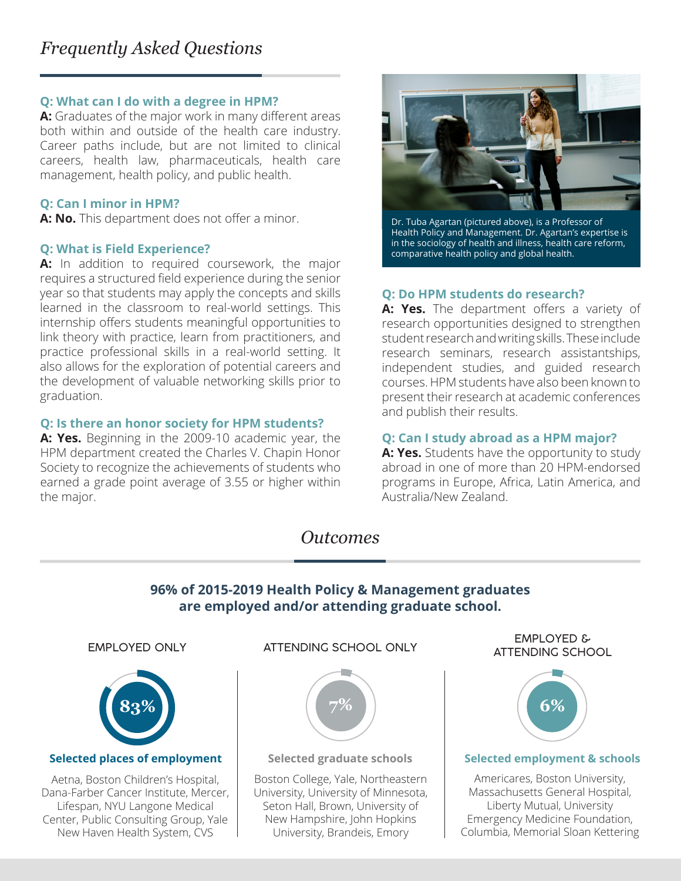## *Frequently Asked Questions*

**Q: What can I do with a degree in HPM?**

**A:** Graduates of the major work in many different areas both within and outside of the health care industry. Career paths include, but are not limited to clinical careers, health law, pharmaceuticals, health care management, health policy, and public health.

**Q: Can I minor in HPM?**

**A: No.** This department does not offer a minor.

**Q: What is Field Experience?**

**A:** In addition to required coursework, the major requires a structured field experience during the senior year so that students may apply the concepts and skills learned in the classroom to real-world settings. This internship offers students meaningful opportunities to link theory with practice, learn from practitioners, and practice professional skills in a real-world setting. It also allows for the exploration of potential careers and the development of valuable networking skills prior to graduation.

**Q: Is there an honor society for HPM students?**

**A: Yes.** Beginning in the 2009-10 academic year, the HPM department created the Charles V. Chapin Honor Society to recognize the achievements of students who earned a grade point average of 3.55 or higher within the major.

Dr. Tuba Agartan (pictured above), is a Professor of Health Policy and Management. Dr. Agartan's expertise is in the sociology of health and illness, health care reform, comparative health policy and global health.

**Q: Do HPM students do research?**

**A: Yes.** The department offers a variety of research opportunities designed to strengthen student research and writing skills. These include research seminars, research assistantships, independent studies, and guided research courses. HPM students have also been known to present their research at academic conferences and publish their results.

**Q: Can I study abroad as a HPM major?**

**A: Yes.** Students have the opportunity to study abroad in one of more than 20 HPM-endorsed programs in Europe, Africa, Latin America, and Australia/New Zealand.

## *Outcomes*

**96% of 2015-2019 Health Policy & Management graduates are employed and/or attending graduate school.**

EMPLOYED ONLY

83%

**Selected places of employment**

Aetna, Boston Children's Hospital, Dana-Farber Cancer Institute, Mercer, Lifespan, NYU Langone Medical Center, Public Consulting Group, Yale New Haven Health System, CVS

ATTENDING SCHOOL ONLY

7%

**Selected graduate schools**

Boston College, Yale, Northeastern University, University of Minnesota, Seton Hall, Brown, University of New Hampshire, John Hopkins University, Brandeis, Emory

EMPLOYED & ATTENDING SCHOOL

6%

**Selected employment & schools**

Americares, Boston University, Massachusetts General Hospital, Liberty Mutual, University Emergency Medicine Foundation, Columbia, Memorial Sloan Kettering